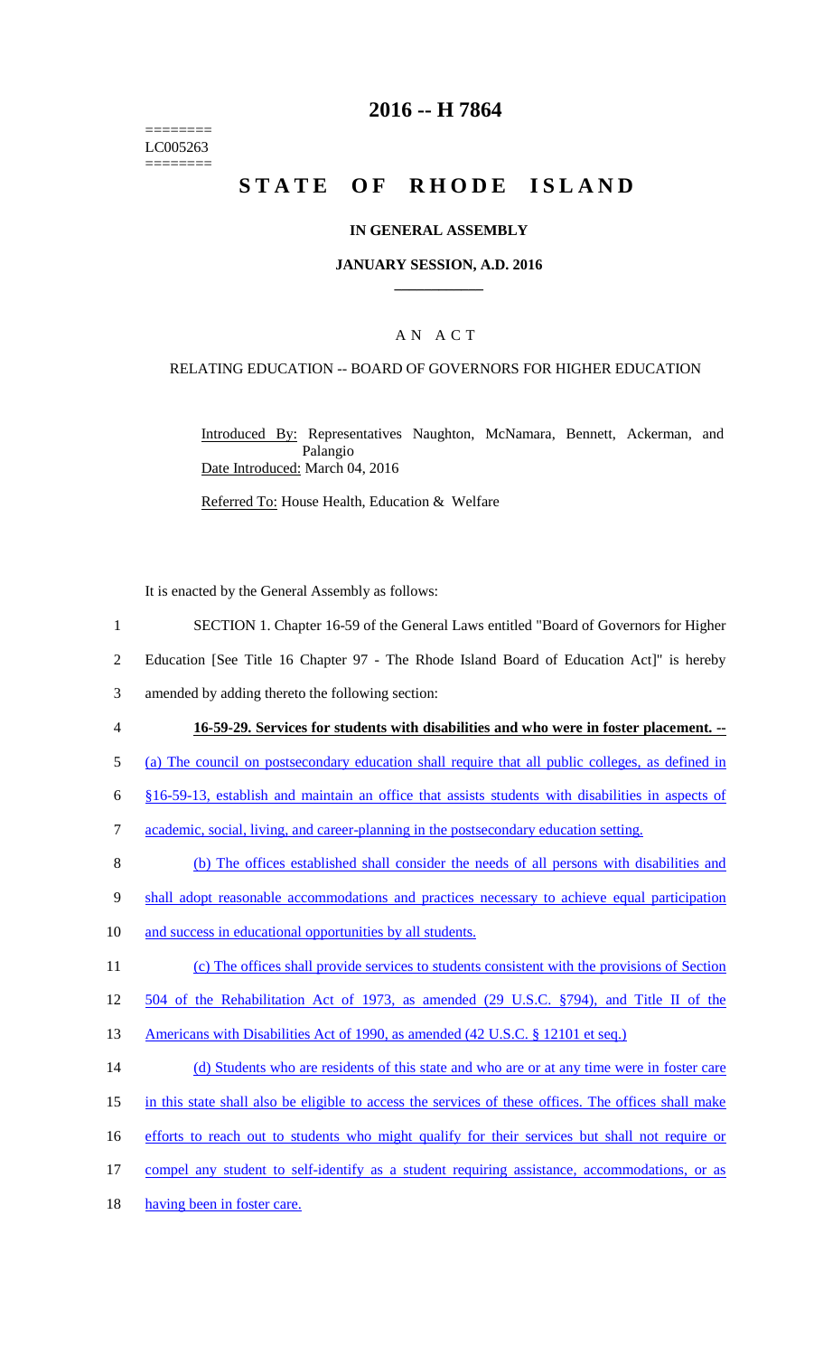========
LC005263
========

# 2016 -- H 7864

# STATE OF RHODE ISLAND

## IN GENERAL ASSEMBLY

### JANUARY SESSION, A.D. 2016

## A N A C T

### RELATING EDUCATION -- BOARD OF GOVERNORS FOR HIGHER EDUCATION

Introduced By: Representatives Naughton, McNamara, Bennett, Ackerman, and Palangio

Date Introduced: March 04, 2016

Referred To: House Health, Education & Welfare

It is enacted by the General Assembly as follows:

SECTION 1. Chapter 16-59 of the General Laws entitled "Board of Governors for Higher Education [See Title 16 Chapter 97 - The Rhode Island Board of Education Act]" is hereby amended by adding thereto the following section:

**16-59-29. Services for students with disabilities and who were in foster placement. --**

(a) The council on postsecondary education shall require that all public colleges, as defined in §16-59-13, establish and maintain an office that assists students with disabilities in aspects of academic, social, living, and career-planning in the postsecondary education setting.

(b) The offices established shall consider the needs of all persons with disabilities and shall adopt reasonable accommodations and practices necessary to achieve equal participation and success in educational opportunities by all students.

(c) The offices shall provide services to students consistent with the provisions of Section 504 of the Rehabilitation Act of 1973, as amended (29 U.S.C. §794), and Title II of the Americans with Disabilities Act of 1990, as amended (42 U.S.C. § 12101 et seq.)

(d) Students who are residents of this state and who are or at any time were in foster care in this state shall also be eligible to access the services of these offices. The offices shall make efforts to reach out to students who might qualify for their services but shall not require or compel any student to self-identify as a student requiring assistance, accommodations, or as having been in foster care.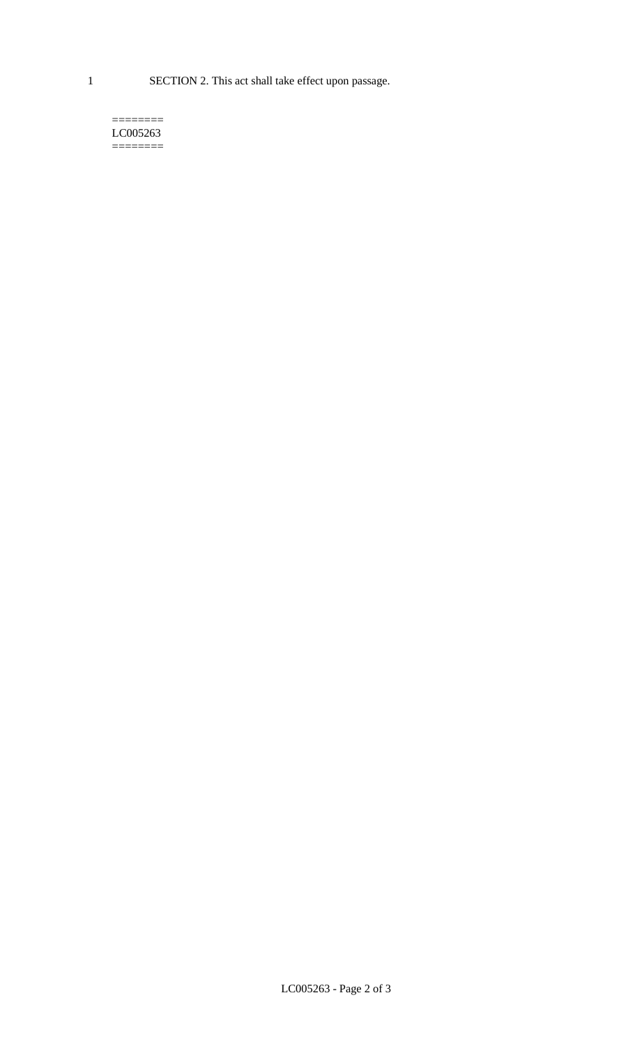SECTION 2. This act shall take effect upon passage.

========
LC005263
========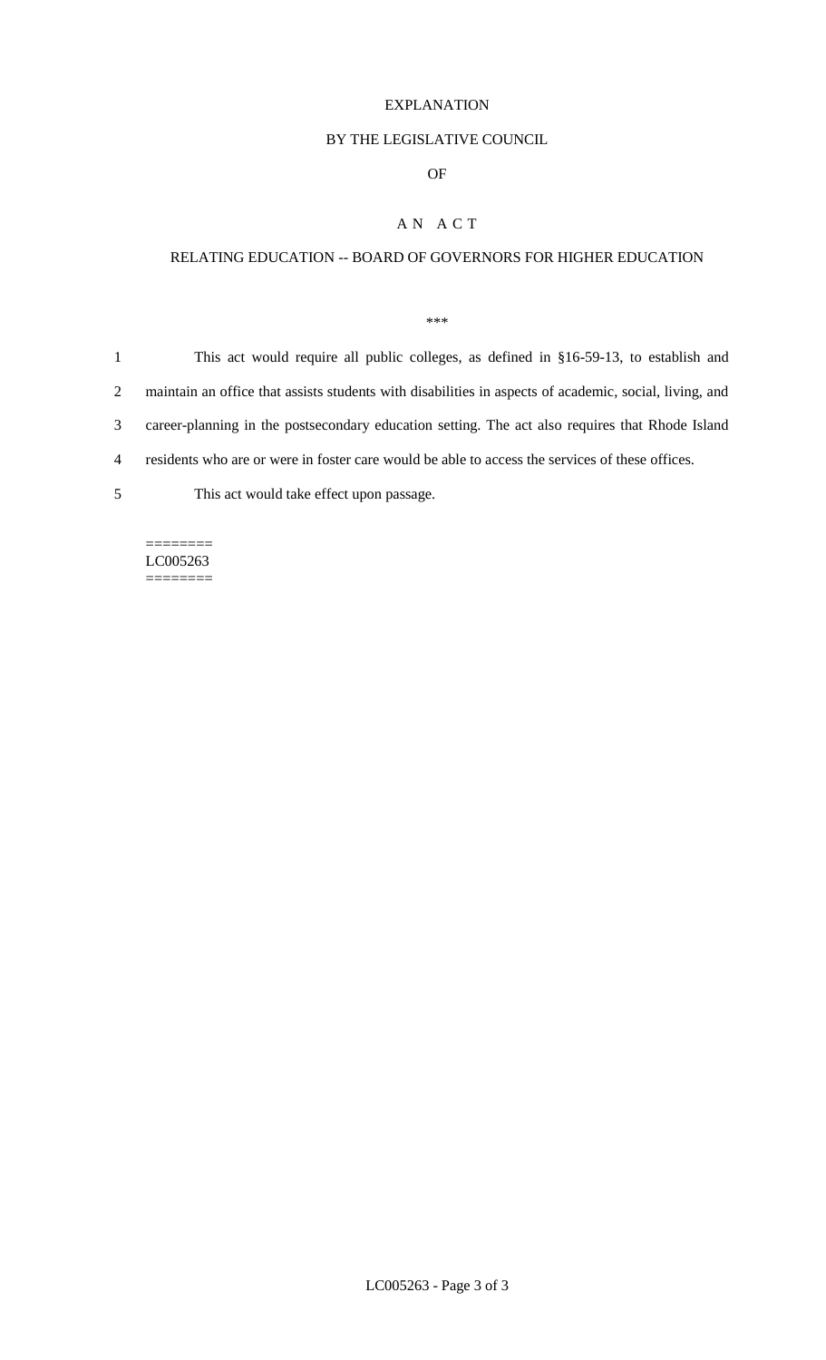EXPLANATION

BY THE LEGISLATIVE COUNCIL

OF

A N A C T

RELATING EDUCATION -- BOARD OF GOVERNORS FOR HIGHER EDUCATION

***

This act would require all public colleges, as defined in §16-59-13, to establish and maintain an office that assists students with disabilities in aspects of academic, social, living, and career-planning in the postsecondary education setting. The act also requires that Rhode Island residents who are or were in foster care would be able to access the services of these offices.

This act would take effect upon passage.

========
LC005263
========